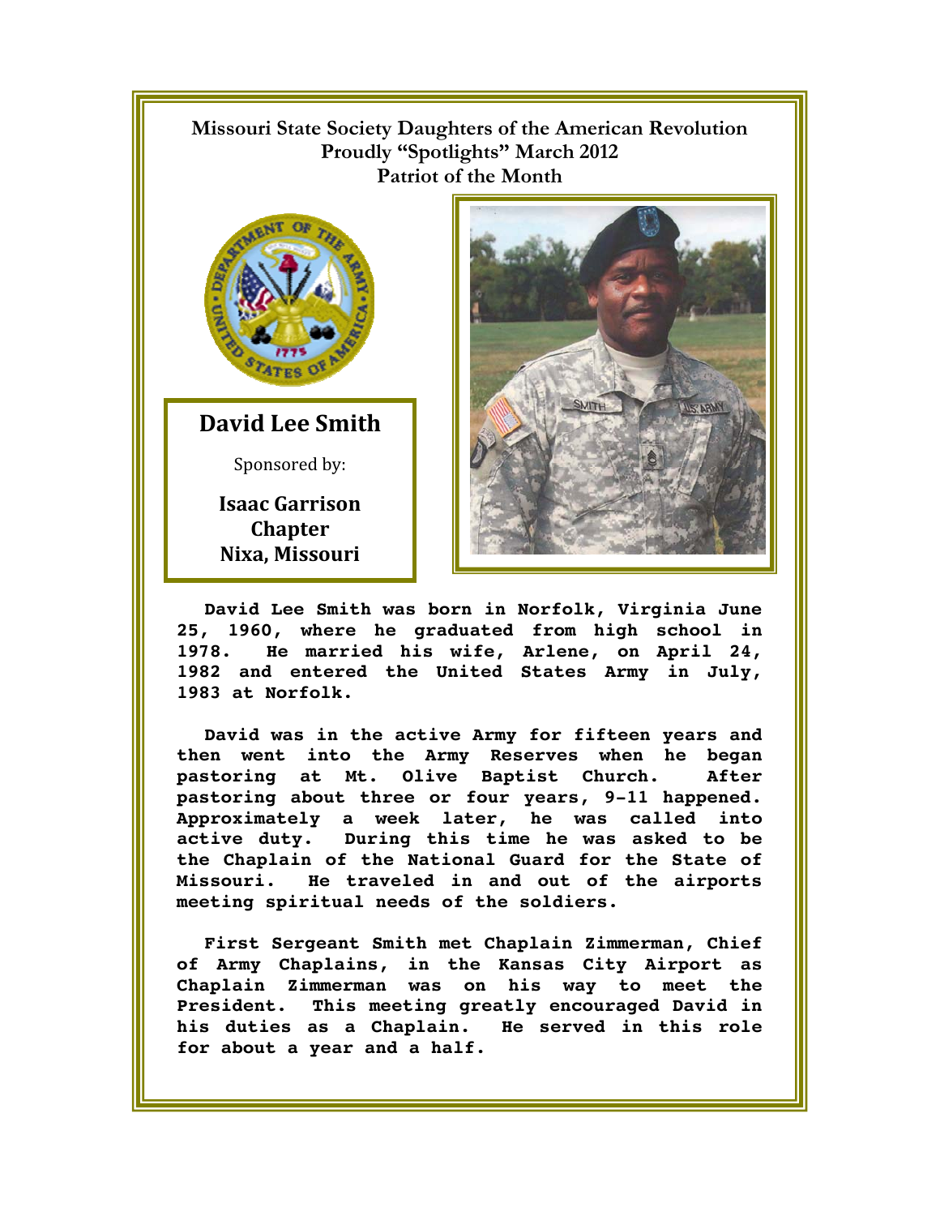**Missouri State Society Daughters of the American Revolution**
**Proudly "Spotlights" March 2012**
**Patriot of the Month**

## David Lee Smith

Sponsored by:

**Isaac Garrison Chapter**
**Nixa, Missouri**

**David Lee Smith was born in Norfolk, Virginia June 25, 1960, where he graduated from high school in 1978. He married his wife, Arlene, on April 24, 1982 and entered the United States Army in July, 1983 at Norfolk.**

**David was in the active Army for fifteen years and then went into the Army Reserves when he began pastoring at Mt. Olive Baptist Church. After pastoring about three or four years, 9-11 happened. Approximately a week later, he was called into active duty. During this time he was asked to be the Chaplain of the National Guard for the State of Missouri. He traveled in and out of the airports meeting spiritual needs of the soldiers.**

**First Sergeant Smith met Chaplain Zimmerman, Chief of Army Chaplains, in the Kansas City Airport as Chaplain Zimmerman was on his way to meet the President. This meeting greatly encouraged David in his duties as a Chaplain. He served in this role for about a year and a half.**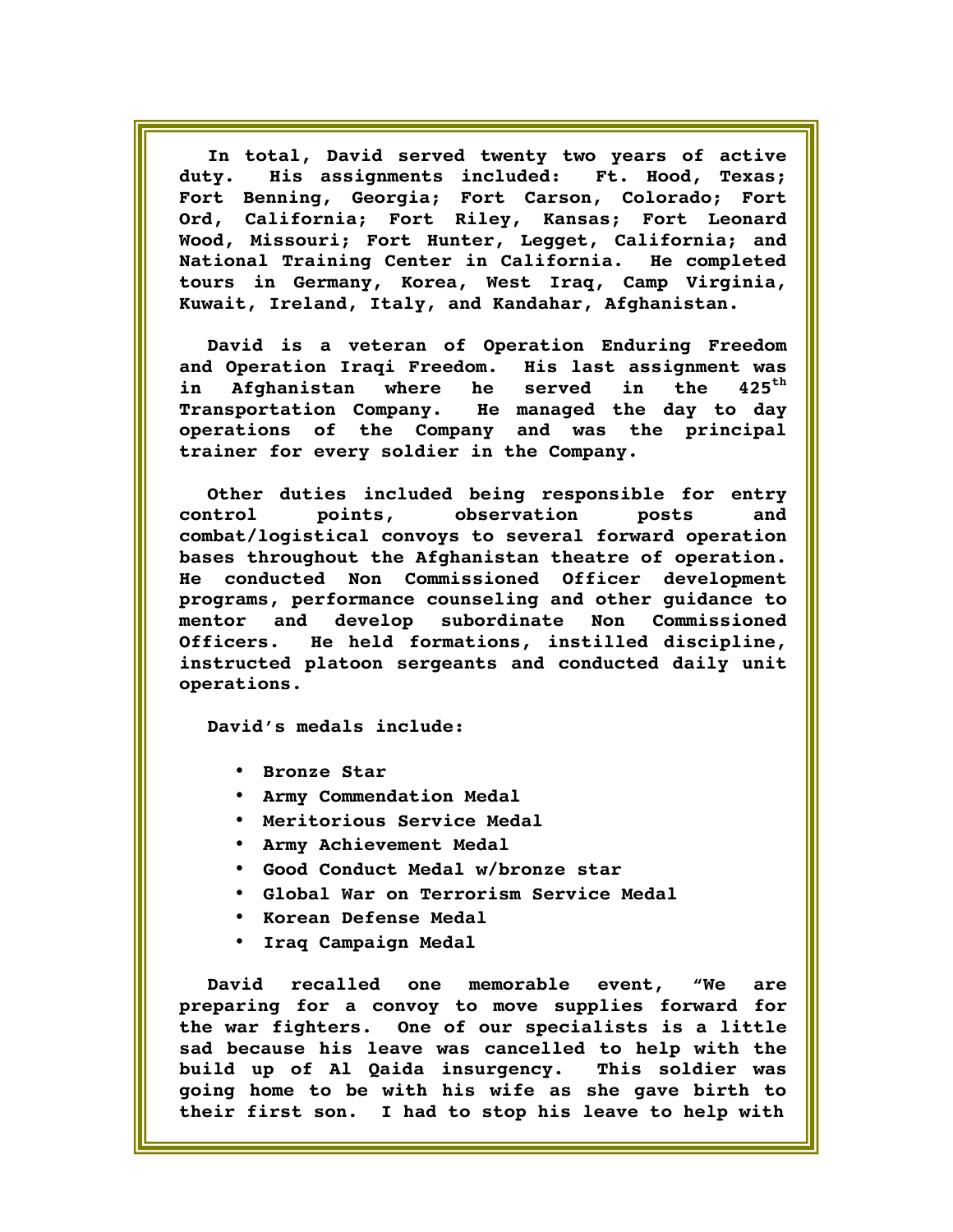In total, David served twenty two years of active duty. His assignments included: Ft. Hood, Texas; Fort Benning, Georgia; Fort Carson, Colorado; Fort Ord, California; Fort Riley, Kansas; Fort Leonard Wood, Missouri; Fort Hunter, Legget, California; and National Training Center in California. He completed tours in Germany, Korea, West Iraq, Camp Virginia, Kuwait, Ireland, Italy, and Kandahar, Afghanistan.

David is a veteran of Operation Enduring Freedom and Operation Iraqi Freedom. His last assignment was in Afghanistan where he served in the 425th Transportation Company. He managed the day to day operations of the Company and was the principal trainer for every soldier in the Company.

Other duties included being responsible for entry control points, observation posts and combat/logistical convoys to several forward operation bases throughout the Afghanistan theatre of operation. He conducted Non Commissioned Officer development programs, performance counseling and other guidance to mentor and develop subordinate Non Commissioned Officers. He held formations, instilled discipline, instructed platoon sergeants and conducted daily unit operations.

David's medals include:

- Bronze Star
- Army Commendation Medal
- Meritorious Service Medal
- Army Achievement Medal
- Good Conduct Medal w/bronze star
- Global War on Terrorism Service Medal
- Korean Defense Medal
- Iraq Campaign Medal

David recalled one memorable event, "We are preparing for a convoy to move supplies forward for the war fighters. One of our specialists is a little sad because his leave was cancelled to help with the build up of Al Qaida insurgency. This soldier was going home to be with his wife as she gave birth to their first son. I had to stop his leave to help with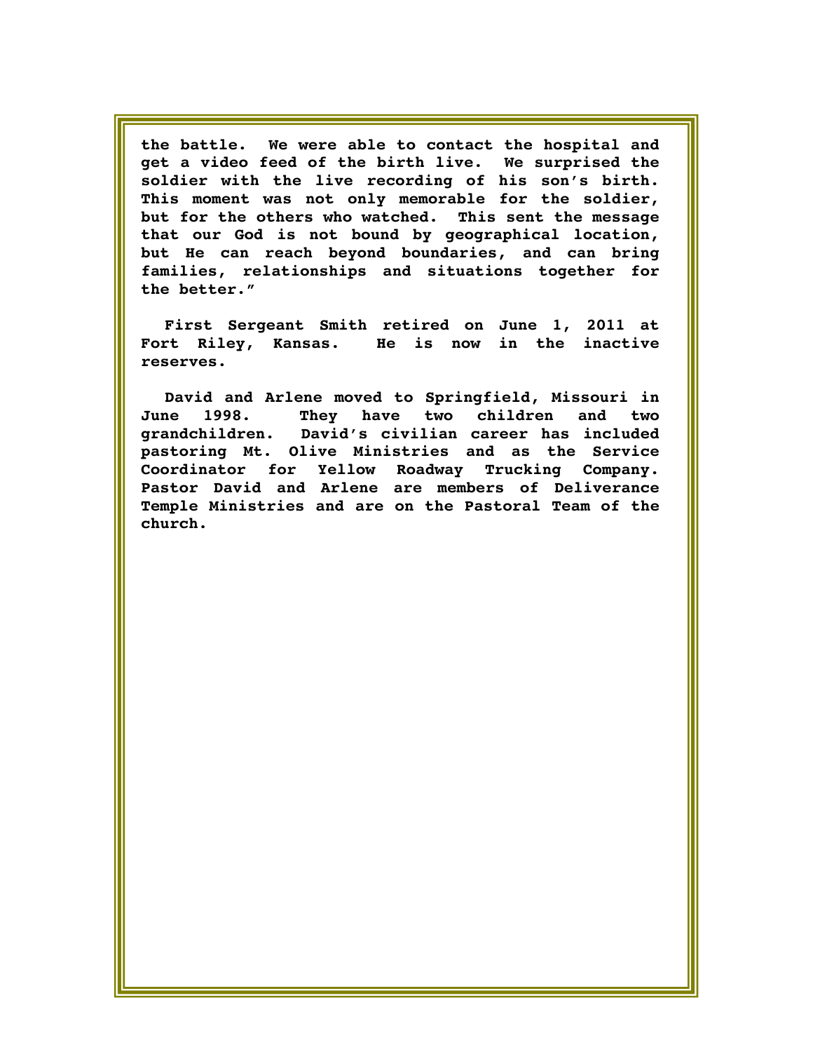**the battle. We were able to contact the hospital and get a video feed of the birth live. We surprised the soldier with the live recording of his son's birth. This moment was not only memorable for the soldier, but for the others who watched. This sent the message that our God is not bound by geographical location, but He can reach beyond boundaries, and can bring families, relationships and situations together for the better."**

**First Sergeant Smith retired on June 1, 2011 at Fort Riley, Kansas. He is now in the inactive reserves.**

**David and Arlene moved to Springfield, Missouri in June 1998. They have two children and two grandchildren. David's civilian career has included pastoring Mt. Olive Ministries and as the Service Coordinator for Yellow Roadway Trucking Company. Pastor David and Arlene are members of Deliverance Temple Ministries and are on the Pastoral Team of the church.**